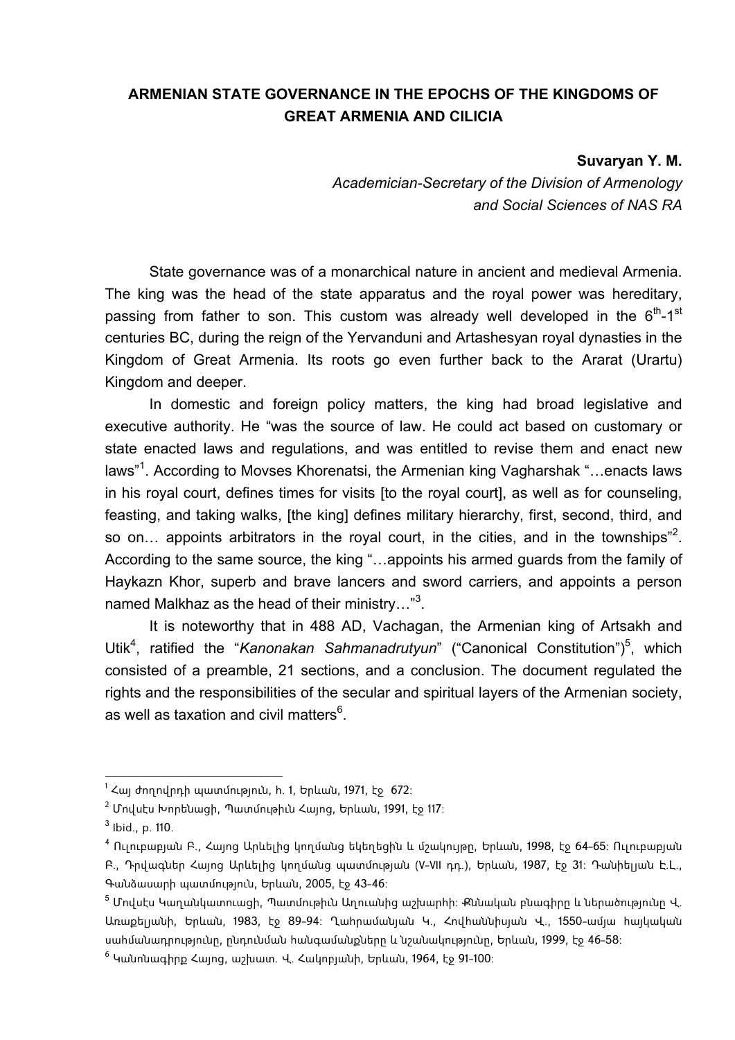# ARMENIAN STATE GOVERNANCE IN THE EPOCHS OF THE KINGDOMS OF GREAT ARMENIA AND CILICIA

**Suvaryan Y. M.**

*Academician-Secretary of the Division of Armenology and Social Sciences of NAS RA*

State governance was of a monarchical nature in ancient and medieval Armenia. The king was the head of the state apparatus and the royal power was hereditary, passing from father to son. This custom was already well developed in the 6$^{th}$-1$^{st}$ centuries BC, during the reign of the Yervanduni and Artashesyan royal dynasties in the Kingdom of Great Armenia. Its roots go even further back to the Ararat (Urartu) Kingdom and deeper.

In domestic and foreign policy matters, the king had broad legislative and executive authority. He "was the source of law. He could act based on customary or state enacted laws and regulations, and was entitled to revise them and enact new laws"[1]. According to Movses Khorenatsi, the Armenian king Vagharshak "…enacts laws in his royal court, defines times for visits [to the royal court], as well as for counseling, feasting, and taking walks, [the king] defines military hierarchy, first, second, third, and so on… appoints arbitrators in the royal court, in the cities, and in the townships"[2]. According to the same source, the king "…appoints his armed guards from the family of Haykazn Khor, superb and brave lancers and sword carriers, and appoints a person named Malkhaz as the head of their ministry…"[3].

It is noteworthy that in 488 AD, Vachagan, the Armenian king of Artsakh and Utik[4], ratified the "*Kanonakan Sahmanadrutyun*" ("Canonical Constitution")[5], which consisted of a preamble, 21 sections, and a conclusion. The document regulated the rights and the responsibilities of the secular and spiritual layers of the Armenian society, as well as taxation and civil matters[6].

---

[1] Հայ ժողովրդի պատմություն, հ. 1, Երևան, 1971, էջ 672:

[2] Մովսէս Խորենացի, Պատմութիւն Հայոց, Երևան, 1991, էջ 117:

[3] Ibid., p. 110.

[4] Ուլուբաբյան Բ., Հայոց Արևելից կողմանց եկեղեցին և մշակույթը, Երևան, 1998, էջ 64-65: Ուլուբաբյան Բ., Դրվագներ Հայոց Արևելից կողմանց պատմության (V-VII դդ.), Երևան, 1987, էջ 31: Դանիելյան Է.Լ., Գանձասարի պատմություն, Երևան, 2005, էջ 43-46:

[5] Մովսէս Կաղանկատուացի, Պատմութիւն Աղուանից աշխարհի: Քննական բնագիրը և ներածությունը Վ. Առաքելյանի, Երևան, 1983, էջ 89-94: Ղահրամանյան Կ., Հովհաննիսյան Վ., 1550-ամյա հայկական սահմանադրությունը, ընդունման հանգամանքները և նշանակությունը, Երևան, 1999, էջ 46-58:

[6] Կանոնագիրք Հայոց, աշխատ. Վ. Հակոբյանի, Երևան, 1964, էջ 91-100: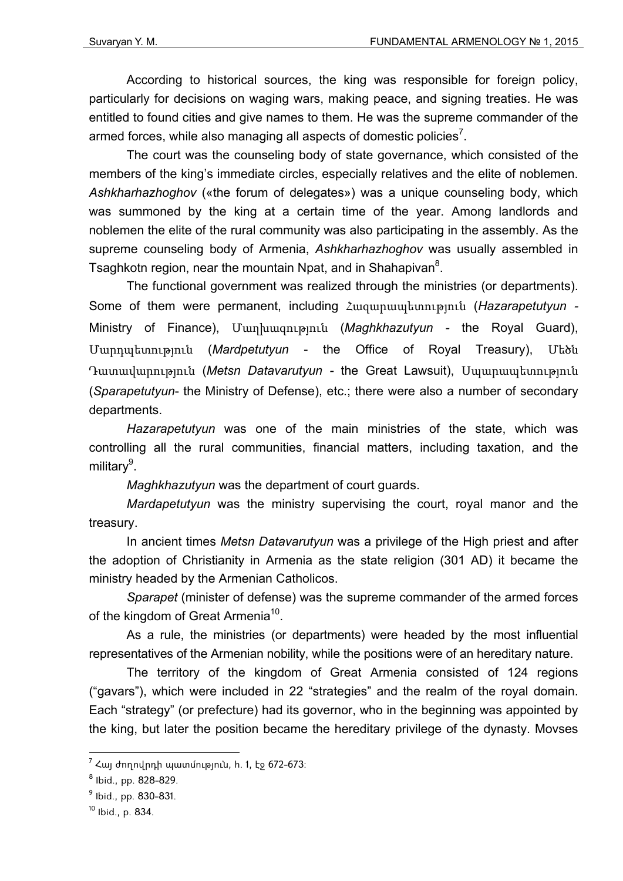According to historical sources, the king was responsible for foreign policy, particularly for decisions on waging wars, making peace, and signing treaties. He was entitled to found cities and give names to them. He was the supreme commander of the armed forces, while also managing all aspects of domestic policies[7].

The court was the counseling body of state governance, which consisted of the members of the king's immediate circles, especially relatives and the elite of noblemen. *Ashkharhazhoghov* («the forum of delegates») was a unique counseling body, which was summoned by the king at a certain time of the year. Among landlords and noblemen the elite of the rural community was also participating in the assembly. As the supreme counseling body of Armenia, *Ashkharhazhoghov* was usually assembled in Tsaghkotn region, near the mountain Npat, and in Shahapivan[8].

The functional government was realized through the ministries (or departments). Some of them were permanent, including Հազարապետություն (*Hazarapetutyun* - Ministry of Finance), Մաղխազություն (*Maghkhazutyun* - the Royal Guard), Մարդպետություն (*Mardpetutyun* - the Office of Royal Treasury), Մեծն Դատավարություն (*Metsn Datavarutyun* - the Great Lawsuit), Սպարապետություն (*Sparapetutyun*- the Ministry of Defense), etc.; there were also a number of secondary departments.

*Hazarapetutyun* was one of the main ministries of the state, which was controlling all the rural communities, financial matters, including taxation, and the military[9].

*Maghkhazutyun* was the department of court guards.

*Mardapetutyun* was the ministry supervising the court, royal manor and the treasury.

In ancient times *Metsn Datavarutyun* was a privilege of the High priest and after the adoption of Christianity in Armenia as the state religion (301 AD) it became the ministry headed by the Armenian Catholicos.

*Sparapet* (minister of defense) was the supreme commander of the armed forces of the kingdom of Great Armenia[10].

As a rule, the ministries (or departments) were headed by the most influential representatives of the Armenian nobility, while the positions were of an hereditary nature.

The territory of the kingdom of Great Armenia consisted of 124 regions ("gavars"), which were included in 22 "strategies" and the realm of the royal domain. Each "strategy" (or prefecture) had its governor, who in the beginning was appointed by the king, but later the position became the hereditary privilege of the dynasty. Movses

---

[7] Հայ ժողովրդի պատմություն, h. 1, էջ 672-673։

[8] Ibid., pp. 828-829.

[9] Ibid., pp. 830-831.

[10] Ibid., p. 834.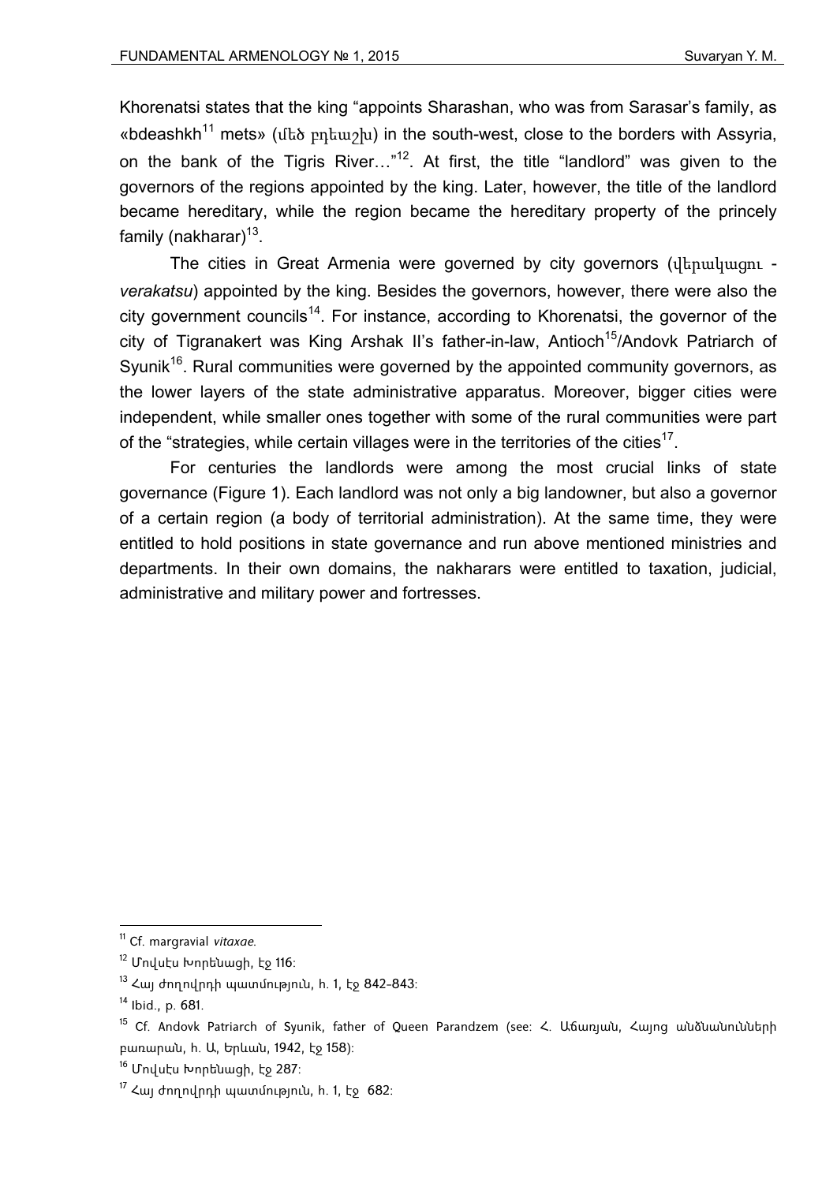Khorenatsi states that the king “appoints Sharashan, who was from Sarasar’s family, as «bdeashkh[11] mets» (մեծ բդեաշխ) in the south-west, close to the borders with Assyria, on the bank of the Tigris River…”[12]. At first, the title “landlord” was given to the governors of the regions appointed by the king. Later, however, the title of the landlord became hereditary, while the region became the hereditary property of the princely family (nakharar)[13].

The cities in Great Armenia were governed by city governors (վերակացու - *verakatsu*) appointed by the king. Besides the governors, however, there were also the city government councils[14]. For instance, according to Khorenatsi, the governor of the city of Tigranakert was King Arshak II’s father-in-law, Antioch[15]/Andovk Patriarch of Syunik[16]. Rural communities were governed by the appointed community governors, as the lower layers of the state administrative apparatus. Moreover, bigger cities were independent, while smaller ones together with some of the rural communities were part of the “strategies, while certain villages were in the territories of the cities[17].

For centuries the landlords were among the most crucial links of state governance (Figure 1). Each landlord was not only a big landowner, but also a governor of a certain region (a body of territorial administration). At the same time, they were entitled to hold positions in state governance and run above mentioned ministries and departments. In their own domains, the nakharars were entitled to taxation, judicial, administrative and military power and fortresses.

---

[11] Cf. margravial *vitaxae*.

[12] Մովսէս Խորենացի, էջ 116:

[13] Հայ ժողովրդի պատմություն, հ. 1, էջ 842-843:

[14] Ibid., p. 681.

[15] Cf. Andovk Patriarch of Syunik, father of Queen Parandzem (see: Հ. Աճառյան, Հայոց անձնանունների բառարան, հ. Ա, Երևան, 1942, էջ 158):

[16] Մովսէս Խորենացի, էջ 287:

[17] Հայ ժողովրդի պատմություն, հ. 1, էջ 682: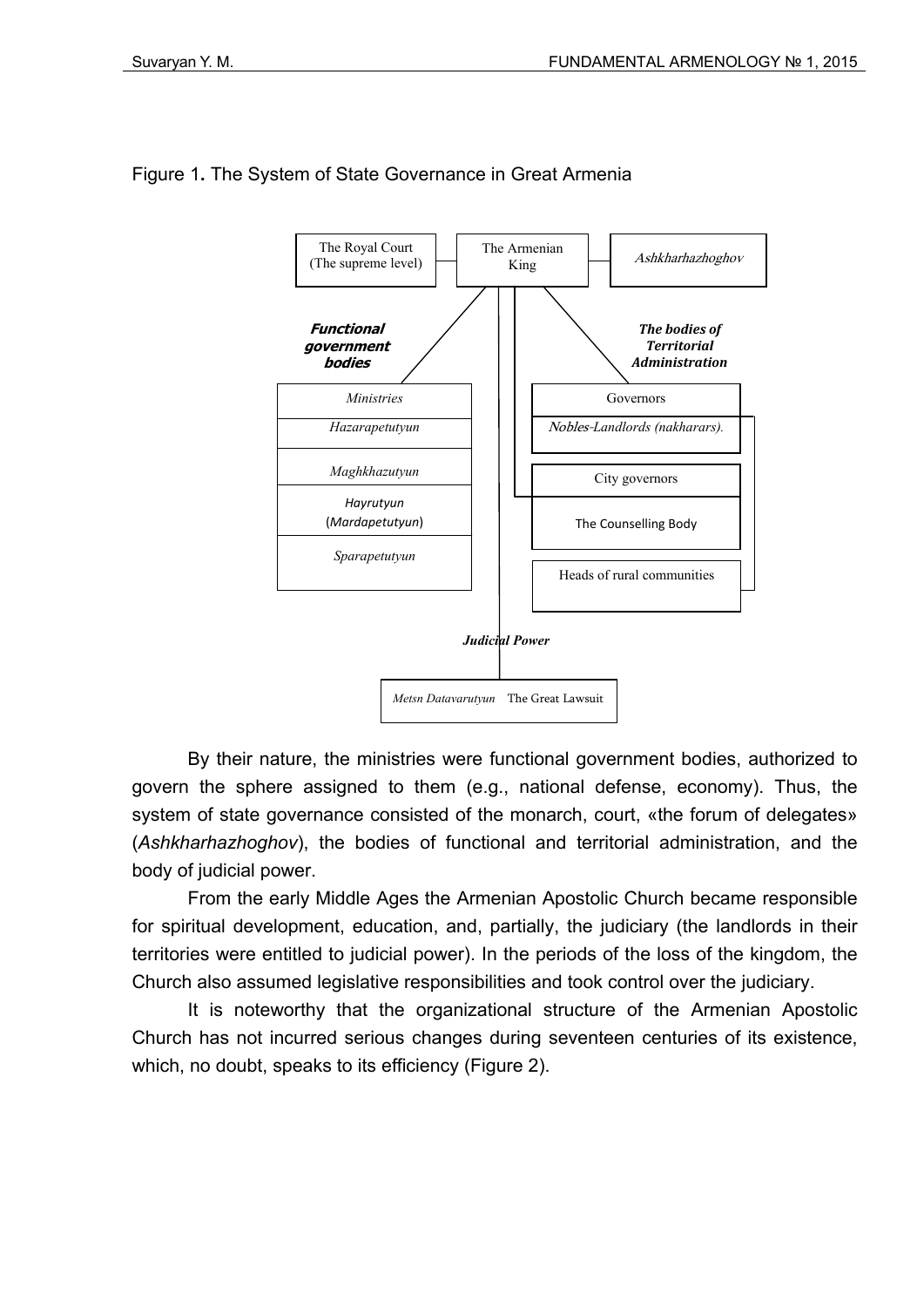Figure 1**.** The System of State Governance in Great Armenia

The Royal Court (The supreme level) — The Armenian King — *Ashkharhazhoghov*

***Functional government bodies***

- *Ministries*
- *Hazarapetutyun*
- *Maghkhazutyun*
- *Hayrutyun* (*Mardapetutyun*)
- *Sparapetutyun*

***The bodies of Territorial Administration***

- Governors
- *Nobles-Landlords (nakharars).*
- City governors
- The Counselling Body
- Heads of rural communities

***Judicial Power***

- *Metsn Datavarutyun* The Great Lawsuit

By their nature, the ministries were functional government bodies, authorized to govern the sphere assigned to them (e.g., national defense, economy). Thus, the system of state governance consisted of the monarch, court, «the forum of delegates» (*Ashkharhazhoghov*), the bodies of functional and territorial administration, and the body of judicial power.

From the early Middle Ages the Armenian Apostolic Church became responsible for spiritual development, education, and, partially, the judiciary (the landlords in their territories were entitled to judicial power). In the periods of the loss of the kingdom, the Church also assumed legislative responsibilities and took control over the judiciary.

It is noteworthy that the organizational structure of the Armenian Apostolic Church has not incurred serious changes during seventeen centuries of its existence, which, no doubt, speaks to its efficiency (Figure 2).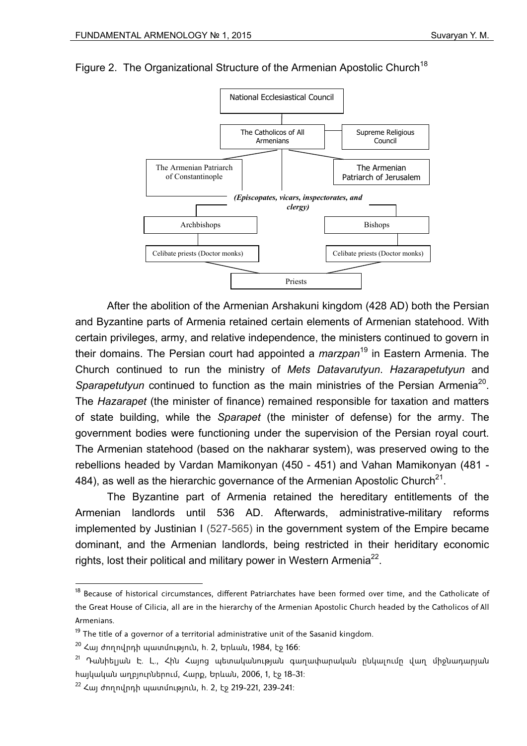Figure 2. The Organizational Structure of the Armenian Apostolic Church[18]

National Ecclesiastical Council

The Catholicos of All Armenians

Supreme Religious Council

The Armenian Patriarch of Constantinople

The Armenian Patriarch of Jerusalem

*(Episcopates, vicars, inspectorates, and clergy)*

Archbishops

Bishops

Celibate priests (Doctor monks)

Celibate priests (Doctor monks)

Priests

After the abolition of the Armenian Arshakuni kingdom (428 AD) both the Persian and Byzantine parts of Armenia retained certain elements of Armenian statehood. With certain privileges, army, and relative independence, the ministers continued to govern in their domains. The Persian court had appointed a *marzpan*[19] in Eastern Armenia. The Church continued to run the ministry of *Mets Datavarutyun*. *Hazarapetutyun* and *Sparapetutyun* continued to function as the main ministries of the Persian Armenia[20]. The *Hazarapet* (the minister of finance) remained responsible for taxation and matters of state building, while the *Sparapet* (the minister of defense) for the army. The government bodies were functioning under the supervision of the Persian royal court. The Armenian statehood (based on the nakharar system), was preserved owing to the rebellions headed by Vardan Mamikonyan (450 - 451) and Vahan Mamikonyan (481 - 484), as well as the hierarchic governance of the Armenian Apostolic Church[21].

The Byzantine part of Armenia retained the hereditary entitlements of the Armenian landlords until 536 AD. Afterwards, administrative-military reforms implemented by Justinian I (527-565) in the government system of the Empire became dominant, and the Armenian landlords, being restricted in their heriditary economic rights, lost their political and military power in Western Armenia[22].

---

[18] Because of historical circumstances, different Patriarchates have been formed over time, and the Catholicate of the Great House of Cilicia, all are in the hierarchy of the Armenian Apostolic Church headed by the Catholicos of All Armenians.

[19] The title of a governor of a territorial administrative unit of the Sasanid kingdom.

[20] Հայ ժողովրդի պատմություն, հ. 2, Երևան, 1984, էջ 166։

[21] Դանիելյան Է. Լ., Հին Հայոց պետականության գաղափարական ընկալումը վաղ միջնադարյան հայկական աղբյուրներում, Հարք, Երևան, 2006, 1, էջ 18-31։

[22] Հայ ժողովրդի պատմություն, հ. 2, էջ 219-221, 239-241։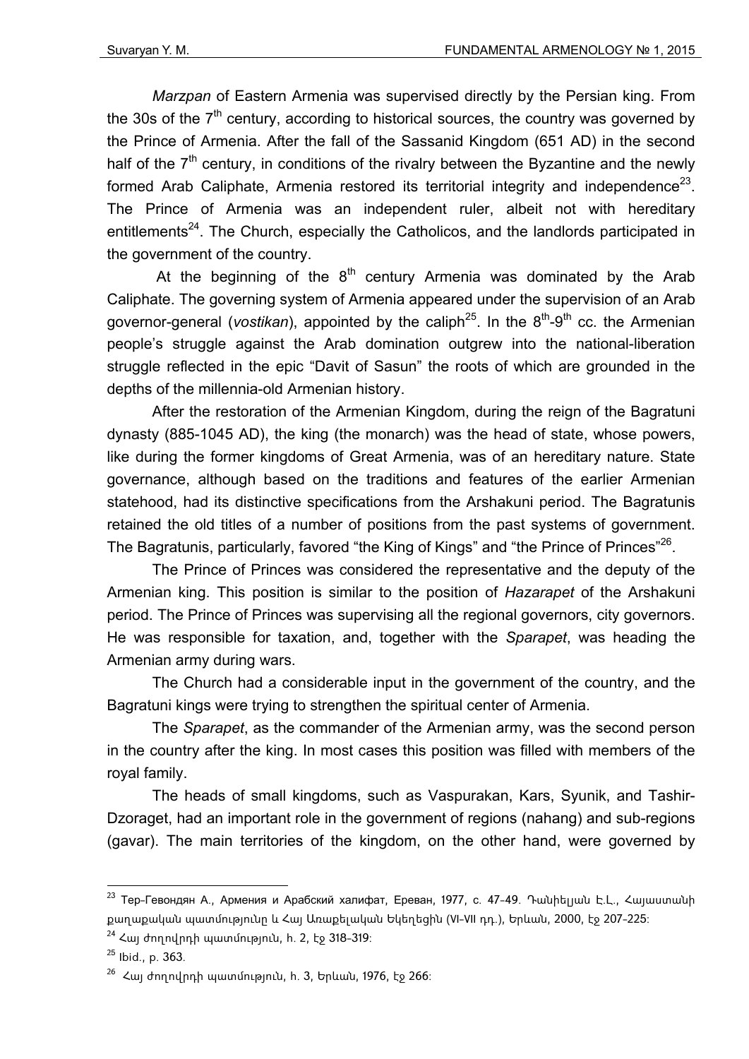*Marzpan* of Eastern Armenia was supervised directly by the Persian king. From the 30s of the 7th century, according to historical sources, the country was governed by the Prince of Armenia. After the fall of the Sassanid Kingdom (651 AD) in the second half of the 7th century, in conditions of the rivalry between the Byzantine and the newly formed Arab Caliphate, Armenia restored its territorial integrity and independence[23]. The Prince of Armenia was an independent ruler, albeit not with hereditary entitlements[24]. The Church, especially the Catholicos, and the landlords participated in the government of the country.

At the beginning of the 8th century Armenia was dominated by the Arab Caliphate. The governing system of Armenia appeared under the supervision of an Arab governor-general (*vostikan*), appointed by the caliph[25]. In the 8th-9th cc. the Armenian people's struggle against the Arab domination outgrew into the national-liberation struggle reflected in the epic "Davit of Sasun" the roots of which are grounded in the depths of the millennia-old Armenian history.

After the restoration of the Armenian Kingdom, during the reign of the Bagratuni dynasty (885-1045 AD), the king (the monarch) was the head of state, whose powers, like during the former kingdoms of Great Armenia, was of an hereditary nature. State governance, although based on the traditions and features of the earlier Armenian statehood, had its distinctive specifications from the Arshakuni period. The Bagratunis retained the old titles of a number of positions from the past systems of government. The Bagratunis, particularly, favored "the King of Kings" and "the Prince of Princes"[26].

The Prince of Princes was considered the representative and the deputy of the Armenian king. This position is similar to the position of *Hazarapet* of the Arshakuni period. The Prince of Princes was supervising all the regional governors, city governors. He was responsible for taxation, and, together with the *Sparapet*, was heading the Armenian army during wars.

The Church had a considerable input in the government of the country, and the Bagratuni kings were trying to strengthen the spiritual center of Armenia.

The *Sparapet*, as the commander of the Armenian army, was the second person in the country after the king. In most cases this position was filled with members of the royal family.

The heads of small kingdoms, such as Vaspurakan, Kars, Syunik, and Tashir-Dzoraget, had an important role in the government of regions (nahang) and sub-regions (gavar). The main territories of the kingdom, on the other hand, were governed by

---

[23] Тер-Гевондян А., Армения и Арабский халифат, Ереван, 1977, с. 47-49. Դանիելյան Է.Լ., Հայաստանի քաղաքական պատմությունը և Հայ Առաքելական Եկեղեցին (VI-VII դդ.), Երևան, 2000, էջ 207-225:

[24] Հայ ժողովրդի պատմություն, հ. 2, էջ 318-319:

[25] Ibid., p. 363.

[26] Հայ ժողովրդի պատմություն, հ. 3, Երևան, 1976, էջ 266: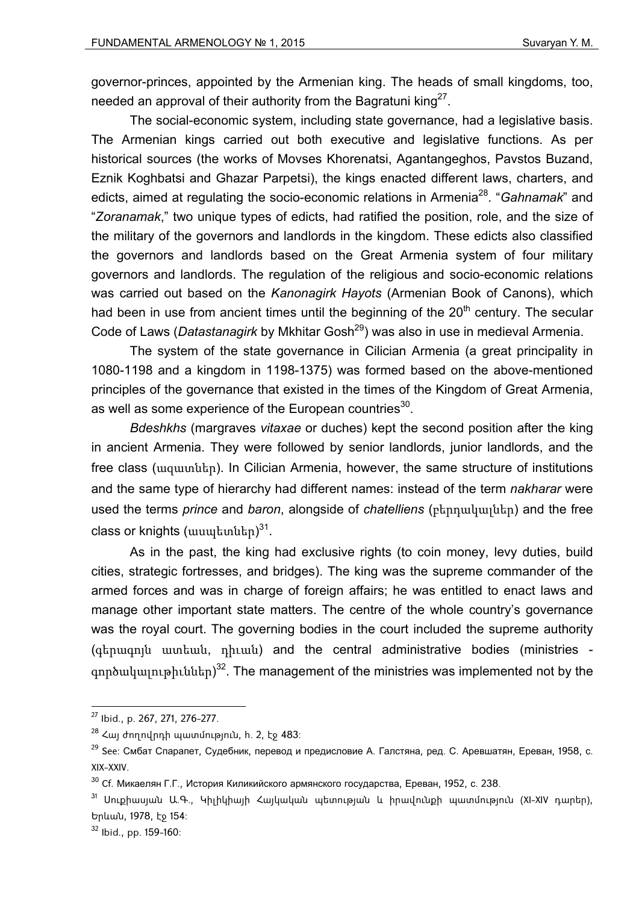governor-princes, appointed by the Armenian king. The heads of small kingdoms, too, needed an approval of their authority from the Bagratuni king[27].

The social-economic system, including state governance, had a legislative basis. The Armenian kings carried out both executive and legislative functions. As per historical sources (the works of Movses Khorenatsi, Agantangeghos, Pavstos Buzand, Eznik Koghbatsi and Ghazar Parpetsi), the kings enacted different laws, charters, and edicts, aimed at regulating the socio-economic relations in Armenia[28]. "*Gahnamak*" and "*Zoranamak*," two unique types of edicts, had ratified the position, role, and the size of the military of the governors and landlords in the kingdom. These edicts also classified the governors and landlords based on the Great Armenia system of four military governors and landlords. The regulation of the religious and socio-economic relations was carried out based on the *Kanonagirk Hayots* (Armenian Book of Canons), which had been in use from ancient times until the beginning of the 20th century. The secular Code of Laws (*Datastanagirk* by Mkhitar Gosh[29]) was also in use in medieval Armenia.

The system of the state governance in Cilician Armenia (a great principality in 1080-1198 and a kingdom in 1198-1375) was formed based on the above-mentioned principles of the governance that existed in the times of the Kingdom of Great Armenia, as well as some experience of the European countries[30].

*Bdeshkhs* (margraves *vitaxae* or duches) kept the second position after the king in ancient Armenia. They were followed by senior landlords, junior landlords, and the free class (ազատներ). In Cilician Armenia, however, the same structure of institutions and the same type of hierarchy had different names: instead of the term *nakharar* were used the terms *prince* and *baron*, alongside of *chatelliens* (բերդակալներ) and the free class or knights (ասպետներ)[31].

As in the past, the king had exclusive rights (to coin money, levy duties, build cities, strategic fortresses, and bridges). The king was the supreme commander of the armed forces and was in charge of foreign affairs; he was entitled to enact laws and manage other important state matters. The centre of the whole country's governance was the royal court. The governing bodies in the court included the supreme authority (գերագոյն ատեան, դիւան) and the central administrative bodies (ministries - գործակալութիւններ)[32]. The management of the ministries was implemented not by the

---

[27] Ibid., p. 267, 271, 276-277.

[28] Հայ ժողովրդի պատմություն, h. 2, էջ 483:

[29] See: Смбат Спарапет, Судебник, перевод и предисловие А. Галстяна, ред. С. Аревшатян, Ереван, 1958, с. XIX-XXIV.

[30] Cf. Микаелян Г.Г., История Киликийского армянского государства, Ереван, 1952, с. 238.

[31] Սուքիասյան Ա.Գ., Կիլիկիայի Հայկական պետության և իրավունքի պատմություն (XI-XIV դարեր), Երևան, 1978, էջ 154:

[32] Ibid., pp. 159-160: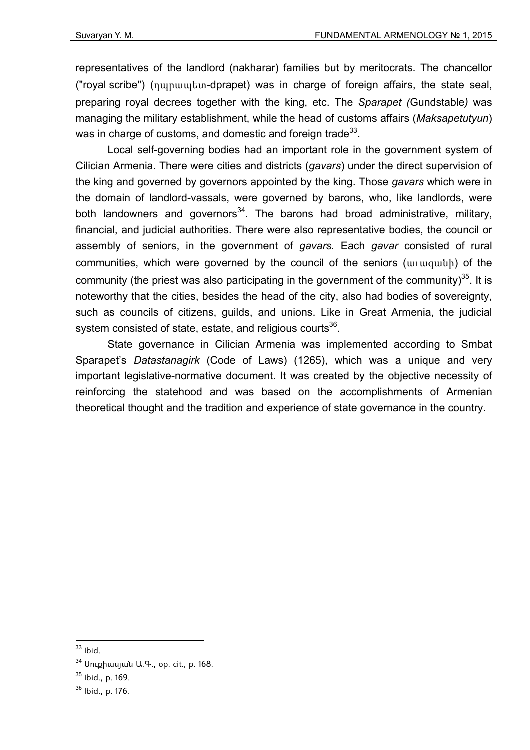representatives of the landlord (nakharar) families but by meritocrats. The chancellor ("royal scribe") (դպրապետ-dprapet) was in charge of foreign affairs, the state seal, preparing royal decrees together with the king, etc. The *Sparapet (*Gundstable*)* was managing the military establishment, while the head of customs affairs (*Maksapetutyun*) was in charge of customs, and domestic and foreign trade[33].

Local self-governing bodies had an important role in the government system of Cilician Armenia. There were cities and districts (*gavars*) under the direct supervision of the king and governed by governors appointed by the king. Those *gavars* which were in the domain of landlord-vassals, were governed by barons, who, like landlords, were both landowners and governors[34]. The barons had broad administrative, military, financial, and judicial authorities. There were also representative bodies, the council or assembly of seniors, in the government of *gavars.* Each *gavar* consisted of rural communities, which were governed by the council of the seniors (աւագանի) of the community (the priest was also participating in the government of the community)[35]. It is noteworthy that the cities, besides the head of the city, also had bodies of sovereignty, such as councils of citizens, guilds, and unions. Like in Great Armenia, the judicial system consisted of state, estate, and religious courts[36].

State governance in Cilician Armenia was implemented according to Smbat Sparapet's *Datastanagirk* (Code of Laws) (1265), which was a unique and very important legislative-normative document. It was created by the objective necessity of reinforcing the statehood and was based on the accomplishments of Armenian theoretical thought and the tradition and experience of state governance in the country.

---

[33] Ibid.

[34] Սուքիասյան Ա.Գ., op. cit., p. 168.

[35] Ibid., p. 169.

[36] Ibid., p. 176.